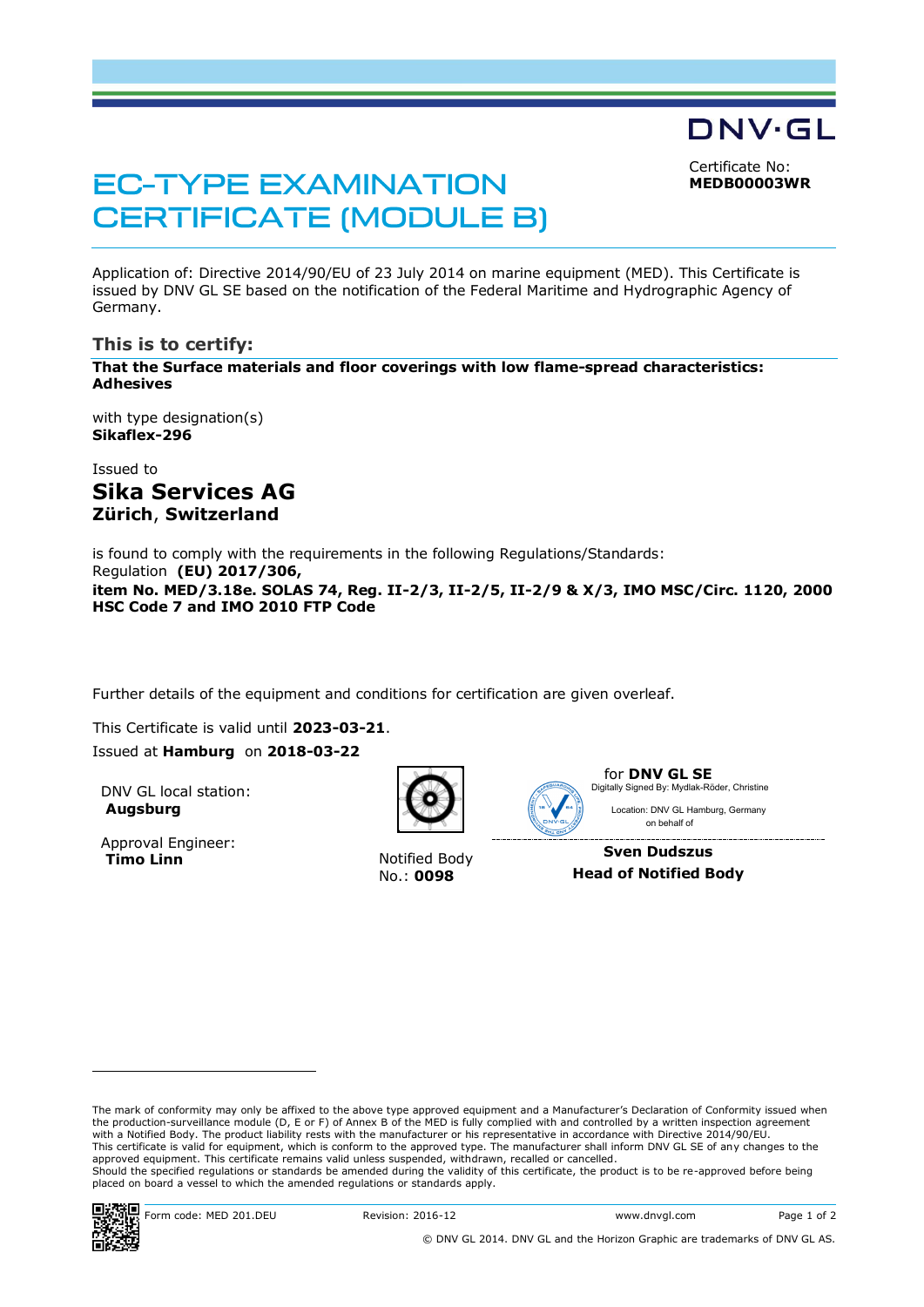DNV·GL

# EC-TYPE EXAMINATION CERTIFICATE (MODULE B)

Certificate No:
**MEDB00003WR**

Application of: Directive 2014/90/EU of 23 July 2014 on marine equipment (MED). This Certificate is issued by DNV GL SE based on the notification of the Federal Maritime and Hydrographic Agency of Germany.

## This is to certify:

**That the Surface materials and floor coverings with low flame-spread characteristics: Adhesives**

with type designation(s)
**Sikaflex-296**

Issued to
**Sika Services AG**
**Zürich, Switzerland**

is found to comply with the requirements in the following Regulations/Standards:
Regulation **(EU) 2017/306,**
**item No. MED/3.18e. SOLAS 74, Reg. II-2/3, II-2/5, II-2/9 & X/3, IMO MSC/Circ. 1120, 2000 HSC Code 7 and IMO 2010 FTP Code**

Further details of the equipment and conditions for certification are given overleaf.

This Certificate is valid until **2023-03-21**.
Issued at **Hamburg** on **2018-03-22**

DNV GL local station:
**Augsburg**

Approval Engineer:
**Timo Linn**

Notified Body
No.: **0098**

for **DNV GL SE**
Digitally Signed By: Mydlak-Röder, Christine
Location: DNV GL Hamburg, Germany
on behalf of

**Sven Dudszus**
**Head of Notified Body**

The mark of conformity may only be affixed to the above type approved equipment and a Manufacturer's Declaration of Conformity issued when the production-surveillance module (D, E or F) of Annex B of the MED is fully complied with and controlled by a written inspection agreement with a Notified Body. The product liability rests with the manufacturer or his representative in accordance with Directive 2014/90/EU.
This certificate is valid for equipment, which is conform to the approved type. The manufacturer shall inform DNV GL SE of any changes to the approved equipment. This certificate remains valid unless suspended, withdrawn, recalled or cancelled.
Should the specified regulations or standards be amended during the validity of this certificate, the product is to be re-approved before being placed on board a vessel to which the amended regulations or standards apply.

Form code: MED 201.DEU Revision: 2016-12 www.dnvgl.com

© DNV GL 2014. DNV GL and the Horizon Graphic are trademarks of DNV GL AS.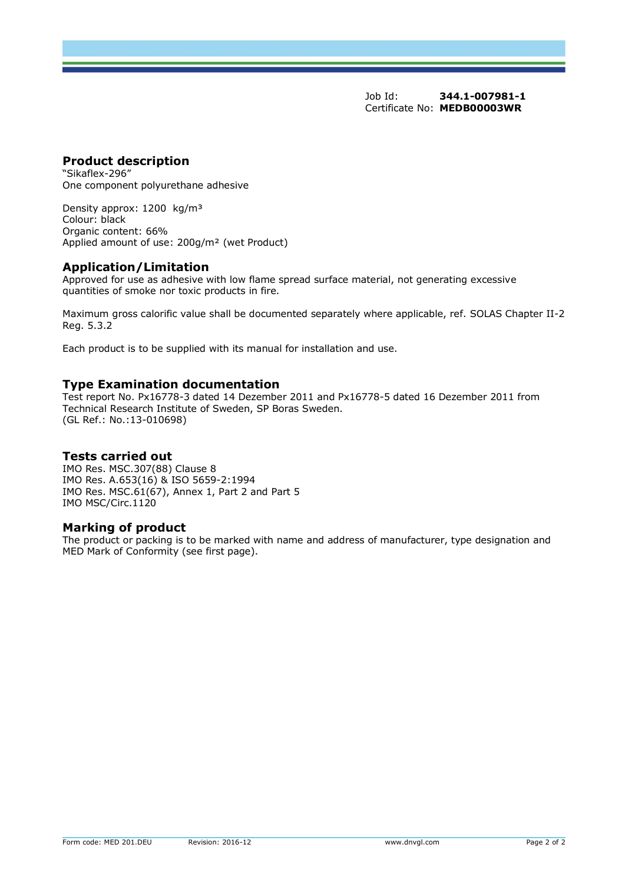Job Id: **344.1-007981-1**
Certificate No: **MEDB00003WR**

## Product description

"Sikaflex-296"
One component polyurethane adhesive

Density approx: 1200 kg/m³
Colour: black
Organic content: 66%
Applied amount of use: 200g/m² (wet Product)

## Application/Limitation

Approved for use as adhesive with low flame spread surface material, not generating excessive quantities of smoke nor toxic products in fire.

Maximum gross calorific value shall be documented separately where applicable, ref. SOLAS Chapter II-2 Reg. 5.3.2

Each product is to be supplied with its manual for installation and use.

## Type Examination documentation

Test report No. Px16778-3 dated 14 Dezember 2011 and Px16778-5 dated 16 Dezember 2011 from Technical Research Institute of Sweden, SP Boras Sweden.
(GL Ref.: No.:13-010698)

## Tests carried out

IMO Res. MSC.307(88) Clause 8
IMO Res. A.653(16) & ISO 5659-2:1994
IMO Res. MSC.61(67), Annex 1, Part 2 and Part 5
IMO MSC/Circ.1120

## Marking of product

The product or packing is to be marked with name and address of manufacturer, type designation and MED Mark of Conformity (see first page).

Form code: MED 201.DEU Revision: 2016-12 www.dnvgl.com